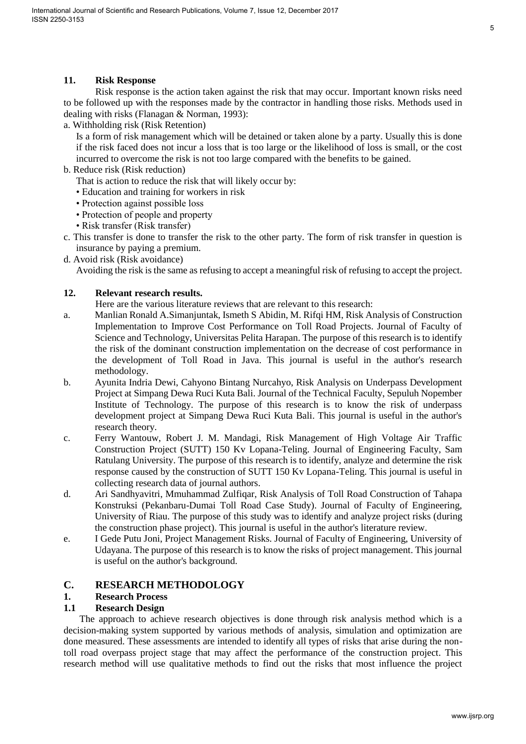### 11. Risk Response

Risk response is the action taken against the risk that may occur. Important known risks need to be followed up with the responses made by the contractor in handling those risks. Methods used in dealing with risks (Flanagan & Norman, 1993):

a. Withholding risk (Risk Retention)

Is a form of risk management which will be detained or taken alone by a party. Usually this is done if the risk faced does not incur a loss that is too large or the likelihood of loss is small, or the cost incurred to overcome the risk is not too large compared with the benefits to be gained.

b. Reduce risk (Risk reduction)

That is action to reduce the risk that will likely occur by:

- Education and training for workers in risk
- Protection against possible loss
- Protection of people and property
- Risk transfer (Risk transfer)

c. This transfer is done to transfer the risk to the other party. The form of risk transfer in question is insurance by paying a premium.

d. Avoid risk (Risk avoidance)

Avoiding the risk is the same as refusing to accept a meaningful risk of refusing to accept the project.

### 12. Relevant research results.

Here are the various literature reviews that are relevant to this research:

a. Manlian Ronald A.Simanjuntak, Ismeth S Abidin, M. Rifqi HM, Risk Analysis of Construction Implementation to Improve Cost Performance on Toll Road Projects. Journal of Faculty of Science and Technology, Universitas Pelita Harapan. The purpose of this research is to identify the risk of the dominant construction implementation on the decrease of cost performance in the development of Toll Road in Java. This journal is useful in the author's research methodology.

b. Ayunita Indria Dewi, Cahyono Bintang Nurcahyo, Risk Analysis on Underpass Development Project at Simpang Dewa Ruci Kuta Bali. Journal of the Technical Faculty, Sepuluh Nopember Institute of Technology. The purpose of this research is to know the risk of underpass development project at Simpang Dewa Ruci Kuta Bali. This journal is useful in the author's research theory.

c. Ferry Wantouw, Robert J. M. Mandagi, Risk Management of High Voltage Air Traffic Construction Project (SUTT) 150 Kv Lopana-Teling. Journal of Engineering Faculty, Sam Ratulang University. The purpose of this research is to identify, analyze and determine the risk response caused by the construction of SUTT 150 Kv Lopana-Teling. This journal is useful in collecting research data of journal authors.

d. Ari Sandhyavitri, Mmuhammad Zulfiqar, Risk Analysis of Toll Road Construction of Tahapa Konstruksi (Pekanbaru-Dumai Toll Road Case Study). Journal of Faculty of Engineering, University of Riau. The purpose of this study was to identify and analyze project risks (during the construction phase project). This journal is useful in the author's literature review.

e. I Gede Putu Joni, Project Management Risks. Journal of Faculty of Engineering, University of Udayana. The purpose of this research is to know the risks of project management. This journal is useful on the author's background.

## C. RESEARCH METHODOLOGY

### 1. Research Process

### 1.1 Research Design

The approach to achieve research objectives is done through risk analysis method which is a decision-making system supported by various methods of analysis, simulation and optimization are done measured. These assessments are intended to identify all types of risks that arise during the non-toll road overpass project stage that may affect the performance of the construction project. This research method will use qualitative methods to find out the risks that most influence the project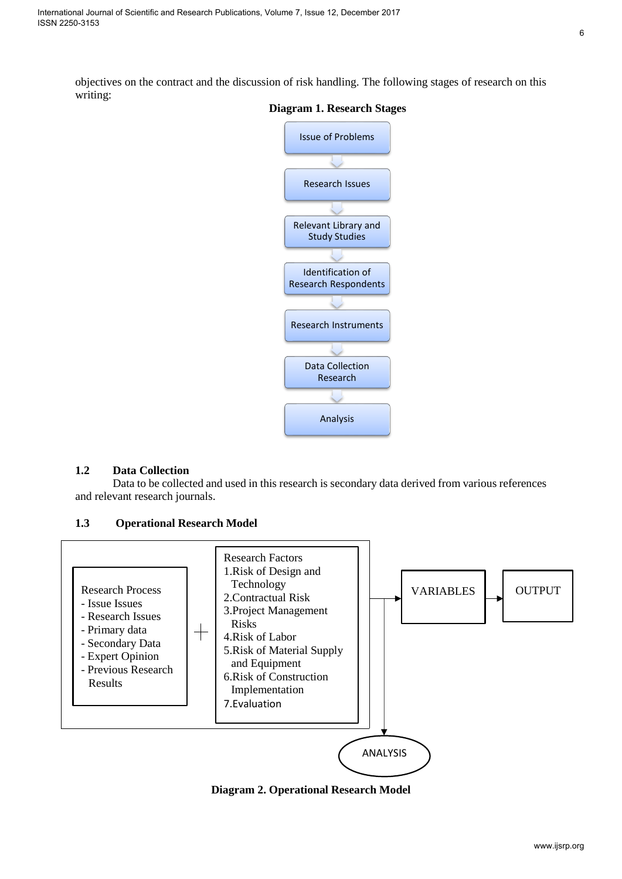objectives on the contract and the discussion of risk handling. The following stages of research on this writing:

**Diagram 1. Research Stages**

Issue of Problems → Research Issues → Relevant Library and Study Studies → Identification of Research Respondents → Research Instruments → Data Collection Research → Analysis

### 1.2 Data Collection

Data to be collected and used in this research is secondary data derived from various references and relevant research journals.

### 1.3 Operational Research Model

Research Process
- Issue Issues
- Research Issues
- Primary data
- Secondary Data
- Expert Opinion
- Previous Research Results

\+

Research Factors
1. Risk of Design and Technology
2. Contractual Risk
3. Project Management Risks
4. Risk of Labor
5. Risk of Material Supply and Equipment
6. Risk of Construction Implementation
7. Evaluation

→ VARIABLES → OUTPUT

→ ANALYSIS

**Diagram 2. Operational Research Model**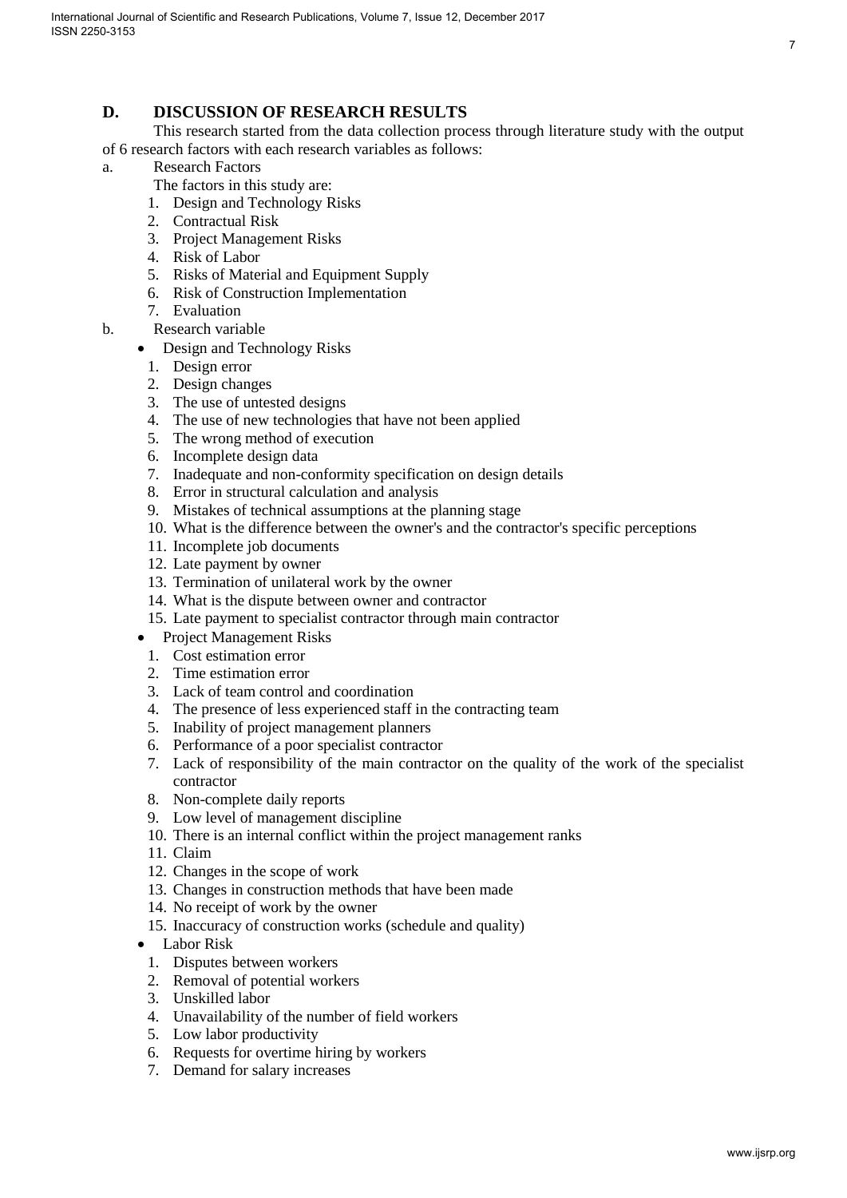## D. DISCUSSION OF RESEARCH RESULTS

This research started from the data collection process through literature study with the output of 6 research factors with each research variables as follows:

a. Research Factors

The factors in this study are:

1. Design and Technology Risks
2. Contractual Risk
3. Project Management Risks
4. Risk of Labor
5. Risks of Material and Equipment Supply
6. Risk of Construction Implementation
7. Evaluation

b. Research variable

- Design and Technology Risks
  1. Design error
  2. Design changes
  3. The use of untested designs
  4. The use of new technologies that have not been applied
  5. The wrong method of execution
  6. Incomplete design data
  7. Inadequate and non-conformity specification on design details
  8. Error in structural calculation and analysis
  9. Mistakes of technical assumptions at the planning stage
  10. What is the difference between the owner's and the contractor's specific perceptions
  11. Incomplete job documents
  12. Late payment by owner
  13. Termination of unilateral work by the owner
  14. What is the dispute between owner and contractor
  15. Late payment to specialist contractor through main contractor
- Project Management Risks
  1. Cost estimation error
  2. Time estimation error
  3. Lack of team control and coordination
  4. The presence of less experienced staff in the contracting team
  5. Inability of project management planners
  6. Performance of a poor specialist contractor
  7. Lack of responsibility of the main contractor on the quality of the work of the specialist contractor
  8. Non-complete daily reports
  9. Low level of management discipline
  10. There is an internal conflict within the project management ranks
  11. Claim
  12. Changes in the scope of work
  13. Changes in construction methods that have been made
  14. No receipt of work by the owner
  15. Inaccuracy of construction works (schedule and quality)
- Labor Risk
  1. Disputes between workers
  2. Removal of potential workers
  3. Unskilled labor
  4. Unavailability of the number of field workers
  5. Low labor productivity
  6. Requests for overtime hiring by workers
  7. Demand for salary increases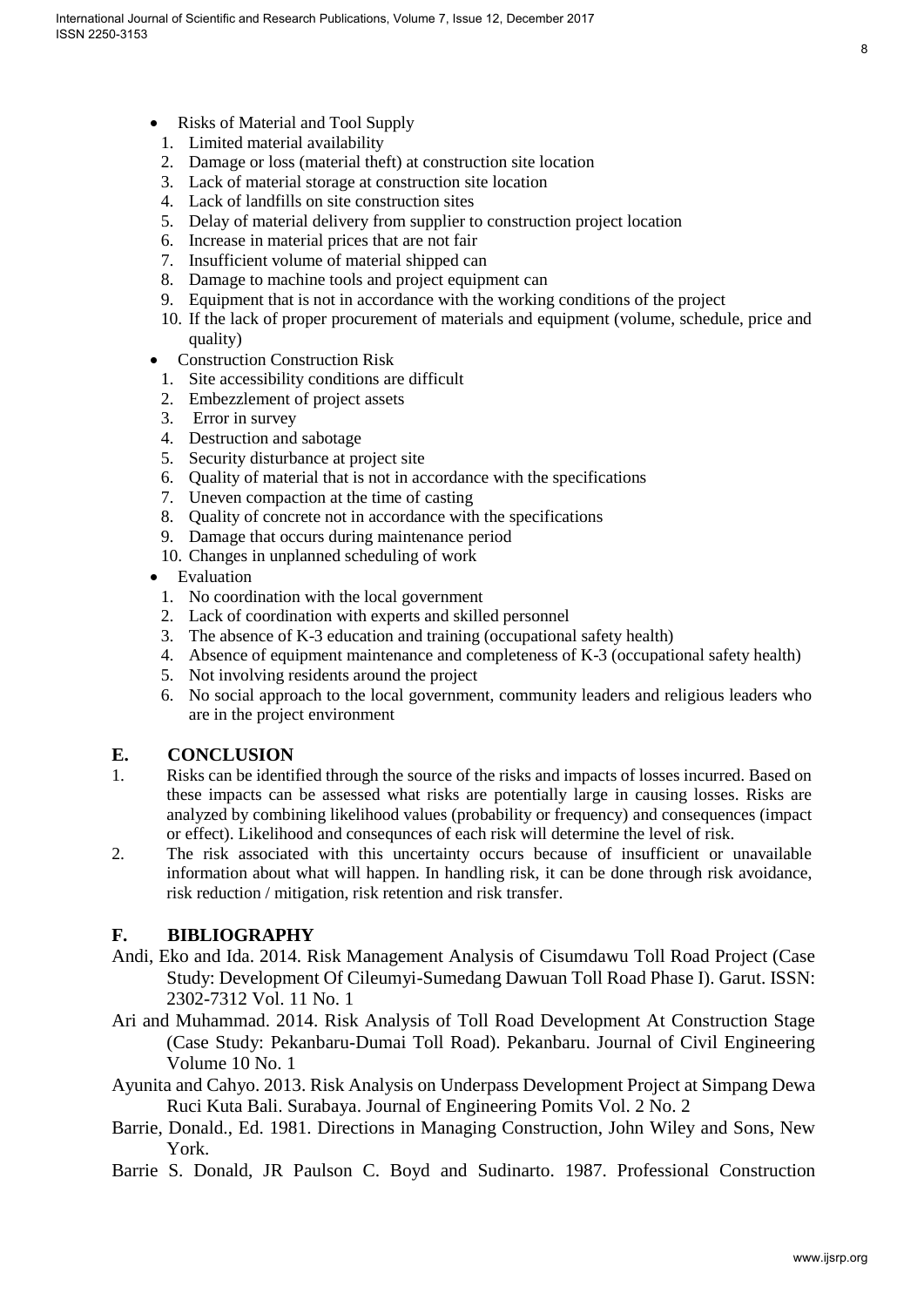- Risks of Material and Tool Supply
  1. Limited material availability
  2. Damage or loss (material theft) at construction site location
  3. Lack of material storage at construction site location
  4. Lack of landfills on site construction sites
  5. Delay of material delivery from supplier to construction project location
  6. Increase in material prices that are not fair
  7. Insufficient volume of material shipped can
  8. Damage to machine tools and project equipment can
  9. Equipment that is not in accordance with the working conditions of the project
  10. If the lack of proper procurement of materials and equipment (volume, schedule, price and quality)
- Construction Construction Risk
  1. Site accessibility conditions are difficult
  2. Embezzlement of project assets
  3. Error in survey
  4. Destruction and sabotage
  5. Security disturbance at project site
  6. Quality of material that is not in accordance with the specifications
  7. Uneven compaction at the time of casting
  8. Quality of concrete not in accordance with the specifications
  9. Damage that occurs during maintenance period
  10. Changes in unplanned scheduling of work
- Evaluation
  1. No coordination with the local government
  2. Lack of coordination with experts and skilled personnel
  3. The absence of K-3 education and training (occupational safety health)
  4. Absence of equipment maintenance and completeness of K-3 (occupational safety health)
  5. Not involving residents around the project
  6. No social approach to the local government, community leaders and religious leaders who are in the project environment

## E. CONCLUSION

1. Risks can be identified through the source of the risks and impacts of losses incurred. Based on these impacts can be assessed what risks are potentially large in causing losses. Risks are analyzed by combining likelihood values (probability or frequency) and consequences (impact or effect). Likelihood and consequnces of each risk will determine the level of risk.
2. The risk associated with this uncertainty occurs because of insufficient or unavailable information about what will happen. In handling risk, it can be done through risk avoidance, risk reduction / mitigation, risk retention and risk transfer.

## F. BIBLIOGRAPHY

Andi, Eko and Ida. 2014. Risk Management Analysis of Cisumdawu Toll Road Project (Case Study: Development Of Cileumyi-Sumedang Dawuan Toll Road Phase I). Garut. ISSN: 2302-7312 Vol. 11 No. 1

Ari and Muhammad. 2014. Risk Analysis of Toll Road Development At Construction Stage (Case Study: Pekanbaru-Dumai Toll Road). Pekanbaru. Journal of Civil Engineering Volume 10 No. 1

Ayunita and Cahyo. 2013. Risk Analysis on Underpass Development Project at Simpang Dewa Ruci Kuta Bali. Surabaya. Journal of Engineering Pomits Vol. 2 No. 2

Barrie, Donald., Ed. 1981. Directions in Managing Construction, John Wiley and Sons, New York.

Barrie S. Donald, JR Paulson C. Boyd and Sudinarto. 1987. Professional Construction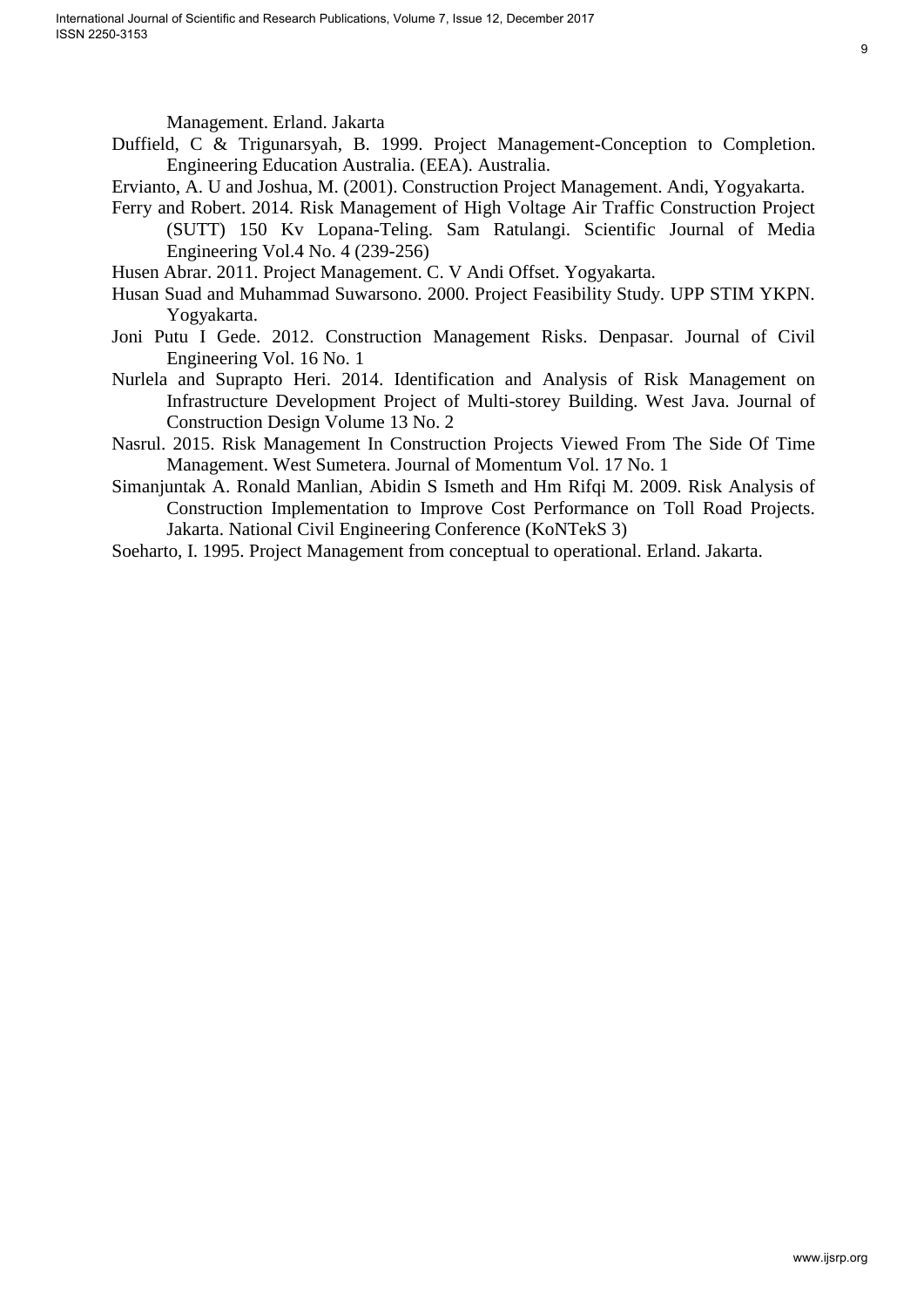Management. Erland. Jakarta

Duffield, C & Trigunarsyah, B. 1999. Project Management-Conception to Completion. Engineering Education Australia. (EEA). Australia.

Ervianto, A. U and Joshua, M. (2001). Construction Project Management. Andi, Yogyakarta.

Ferry and Robert. 2014. Risk Management of High Voltage Air Traffic Construction Project (SUTT) 150 Kv Lopana-Teling. Sam Ratulangi. Scientific Journal of Media Engineering Vol.4 No. 4 (239-256)

Husen Abrar. 2011. Project Management. C. V Andi Offset. Yogyakarta.

Husan Suad and Muhammad Suwarsono. 2000. Project Feasibility Study. UPP STIM YKPN. Yogyakarta.

Joni Putu I Gede. 2012. Construction Management Risks. Denpasar. Journal of Civil Engineering Vol. 16 No. 1

Nurlela and Suprapto Heri. 2014. Identification and Analysis of Risk Management on Infrastructure Development Project of Multi-storey Building. West Java. Journal of Construction Design Volume 13 No. 2

Nasrul. 2015. Risk Management In Construction Projects Viewed From The Side Of Time Management. West Sumetera. Journal of Momentum Vol. 17 No. 1

Simanjuntak A. Ronald Manlian, Abidin S Ismeth and Hm Rifqi M. 2009. Risk Analysis of Construction Implementation to Improve Cost Performance on Toll Road Projects. Jakarta. National Civil Engineering Conference (KoNTekS 3)

Soeharto, I. 1995. Project Management from conceptual to operational. Erland. Jakarta.